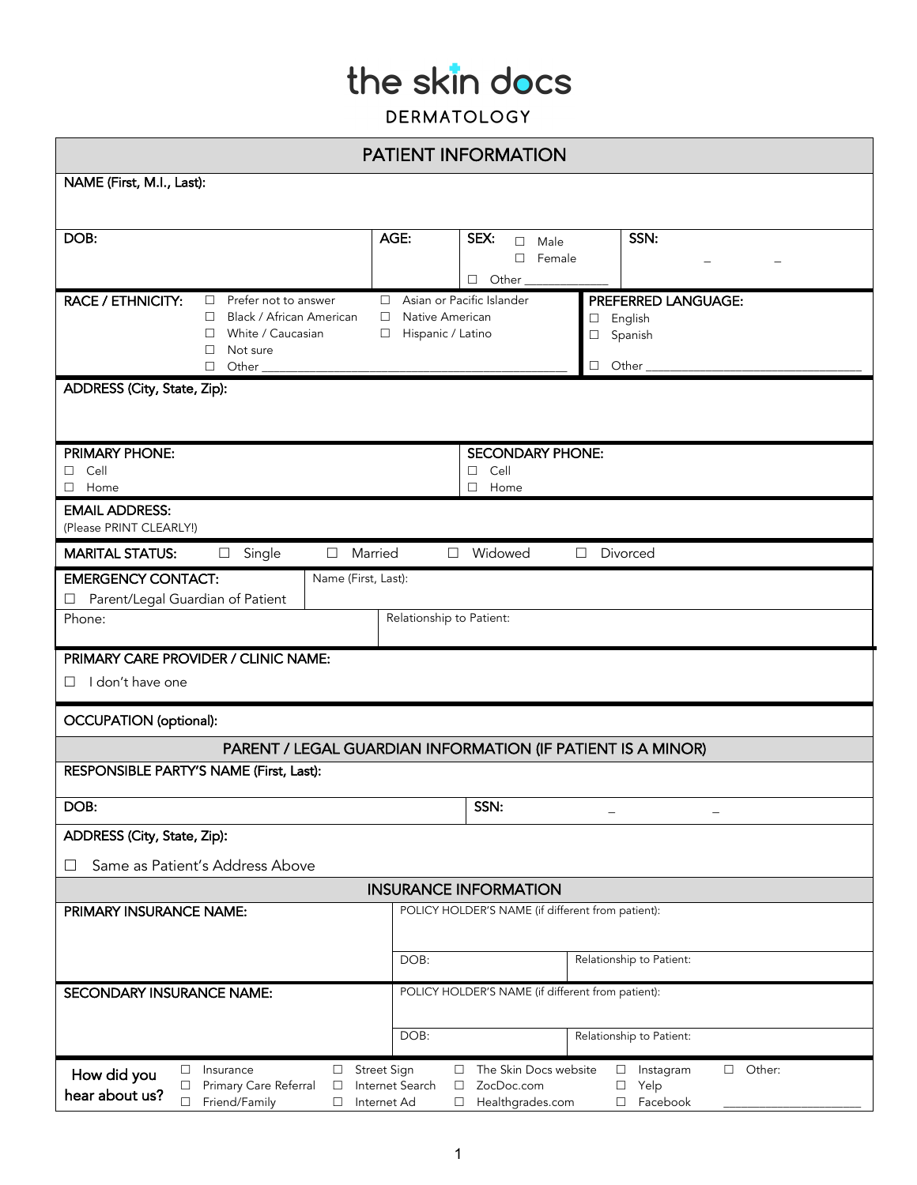# the skin docs

DERMATOLOGY

## PATIENT INFORMATION

**NAME (First, M.I., Last):**

| **DOB:** | **AGE:** | **SEX:** ☐ Male ☐ Female ☐ Other ______ | **SSN:** _ _ |
|---|---|---|---|

**RACE / ETHNICITY:** ☐ Prefer not to answer ☐ Black / African American ☐ White / Caucasian ☐ Not sure ☐ Other ______ ☐ Asian or Pacific Islander ☐ Native American ☐ Hispanic / Latino

**PREFERRED LANGUAGE:** ☐ English ☐ Spanish ☐ Other ______

**ADDRESS (City, State, Zip):**

| **PRIMARY PHONE:** ☐ Cell ☐ Home | **SECONDARY PHONE:** ☐ Cell ☐ Home |
|---|---|

**EMAIL ADDRESS:**
(Please PRINT CLEARLY!)

**MARITAL STATUS:** ☐ Single ☐ Married ☐ Widowed ☐ Divorced

| **EMERGENCY CONTACT:** ☐ Parent/Legal Guardian of Patient | Name (First, Last): |
|---|---|
| Phone: | Relationship to Patient: |

**PRIMARY CARE PROVIDER / CLINIC NAME:**
☐ I don't have one

**OCCUPATION (optional):**

## PARENT / LEGAL GUARDIAN INFORMATION (IF PATIENT IS A MINOR)

**RESPONSIBLE PARTY'S NAME (First, Last):**

| **DOB:** | **SSN:** _ _ |
|---|---|

**ADDRESS (City, State, Zip):**
☐ Same as Patient's Address Above

## INSURANCE INFORMATION

| **PRIMARY INSURANCE NAME:** | POLICY HOLDER'S NAME (if different from patient): | |
|---|---|---|
| | DOB: | Relationship to Patient: |
| **SECONDARY INSURANCE NAME:** | POLICY HOLDER'S NAME (if different from patient): | |
| | DOB: | Relationship to Patient: |

**How did you hear about us?**
☐ Insurance ☐ Primary Care Referral ☐ Friend/Family ☐ Street Sign ☐ Internet Search ☐ Internet Ad ☐ The Skin Docs website ☐ ZocDoc.com ☐ Healthgrades.com ☐ Instagram ☐ Yelp ☐ Facebook ☐ Other: ______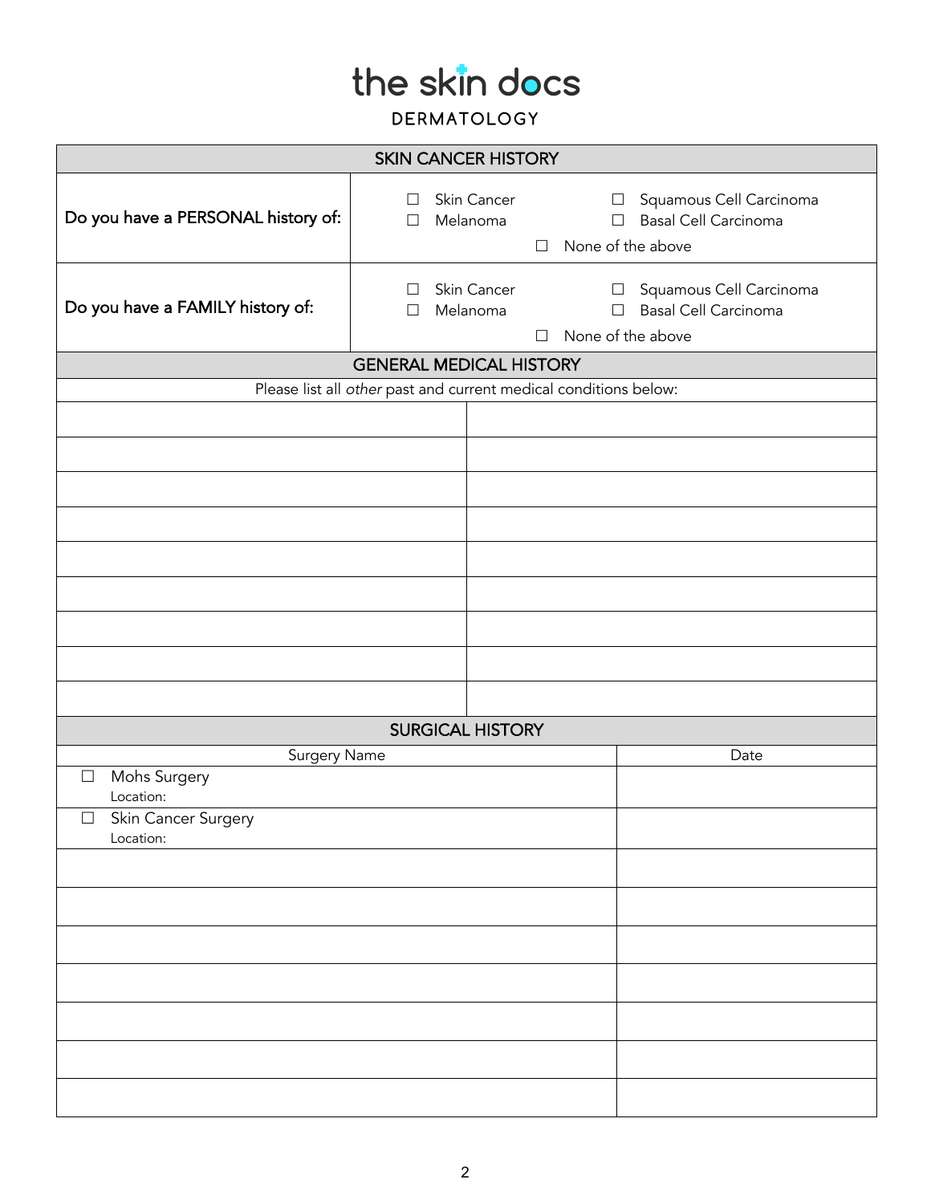# the skin docs

DERMATOLOGY

| SKIN CANCER HISTORY | |
|---|---|
| Do you have a PERSONAL history of: | ☐ Skin Cancer ☐ Melanoma ☐ Squamous Cell Carcinoma ☐ Basal Cell Carcinoma ☐ None of the above |
| Do you have a FAMILY history of: | ☐ Skin Cancer ☐ Melanoma ☐ Squamous Cell Carcinoma ☐ Basal Cell Carcinoma ☐ None of the above |

| GENERAL MEDICAL HISTORY | |
|---|---|
| Please list all *other* past and current medical conditions below: | |
| | |
| | |
| | |
| | |
| | |
| | |
| | |
| | |
| | |

| SURGICAL HISTORY | |
|---|---|
| Surgery Name | Date |
| ☐ Mohs Surgery<br>Location: | |
| ☐ Skin Cancer Surgery<br>Location: | |
| | |
| | |
| | |
| | |
| | |
| | |
| | |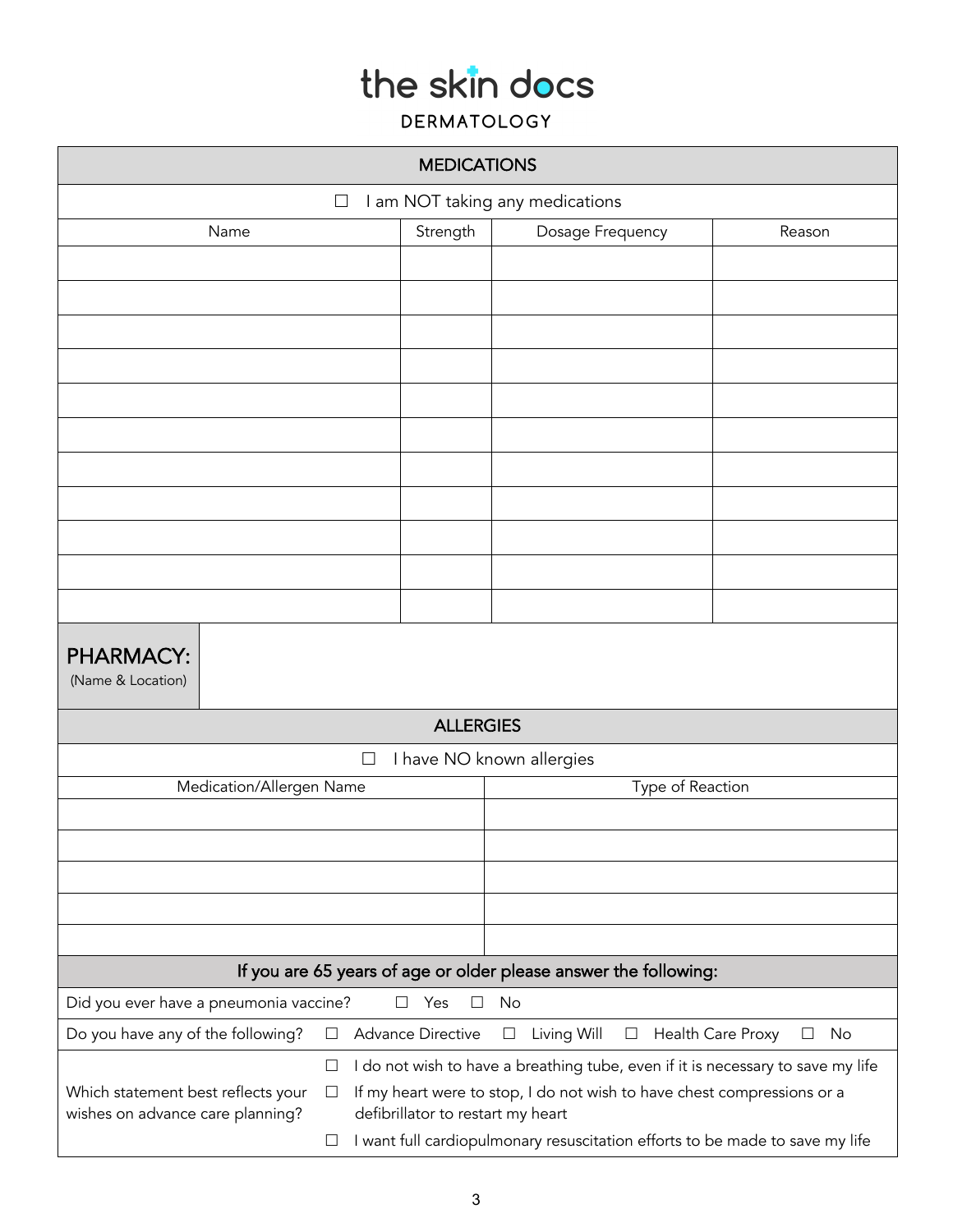# the skin docs

DERMATOLOGY

## MEDICATIONS

☐ I am NOT taking any medications

| Name | Strength | Dosage Frequency | Reason |
|---|---|---|---|
| | | | |
| | | | |
| | | | |
| | | | |
| | | | |
| | | | |
| | | | |
| | | | |
| | | | |
| | | | |
| | | | |

**PHARMACY:**
(Name & Location)

## ALLERGIES

☐ I have NO known allergies

| Medication/Allergen Name | Type of Reaction |
|---|---|
| | |
| | |
| | |
| | |
| | |

## If you are 65 years of age or older please answer the following:

Did you ever have a pneumonia vaccine? ☐ Yes ☐ No

Do you have any of the following? ☐ Advance Directive ☐ Living Will ☐ Health Care Proxy ☐ No

Which statement best reflects your wishes on advance care planning?

- ☐ I do not wish to have a breathing tube, even if it is necessary to save my life
- ☐ If my heart were to stop, I do not wish to have chest compressions or a defibrillator to restart my heart
- ☐ I want full cardiopulmonary resuscitation efforts to be made to save my life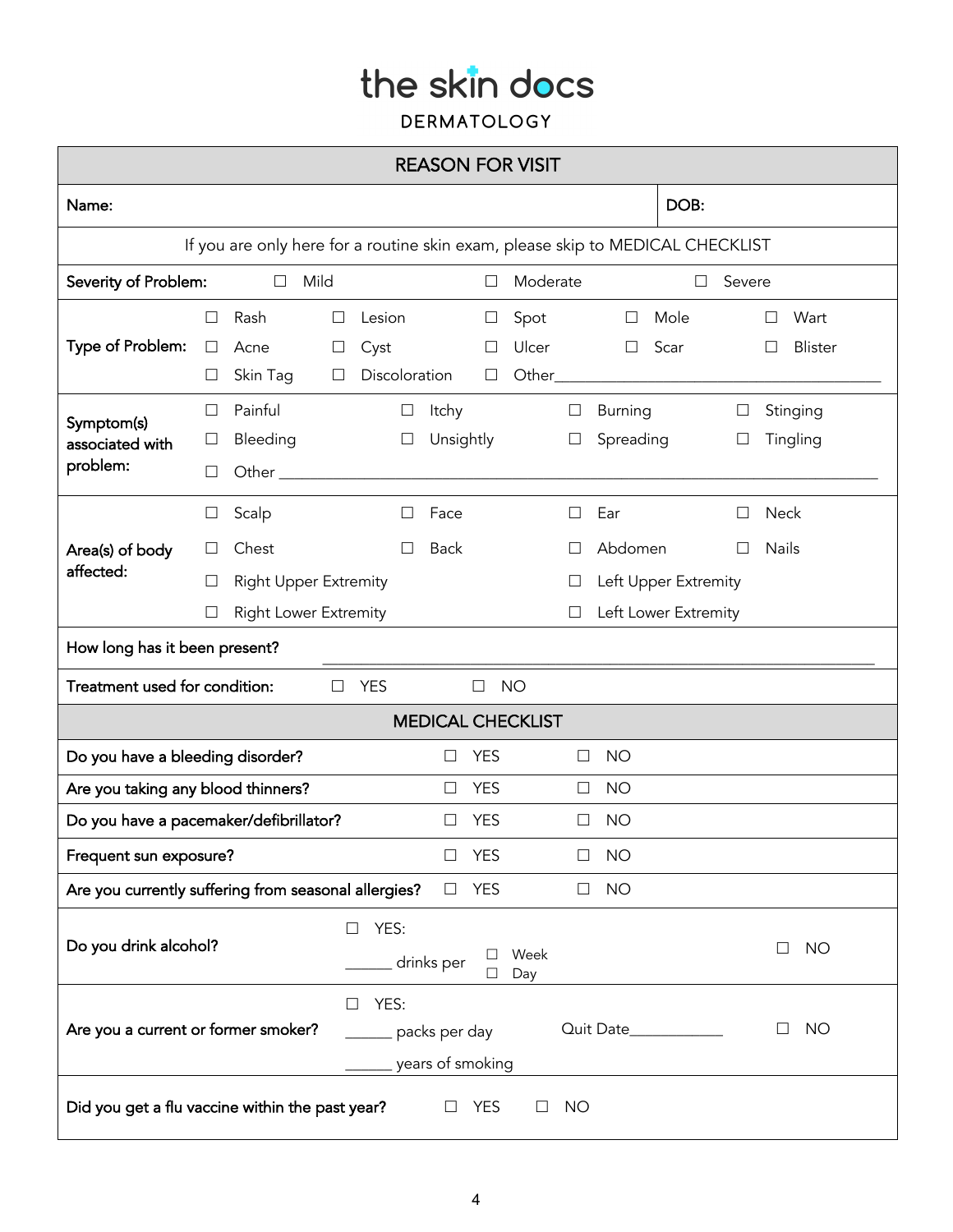# the skin docs

DERMATOLOGY

## REASON FOR VISIT

| | | | | | |
|---|---|---|---|---|---|
| Name: | | | | | DOB: |

If you are only here for a routine skin exam, please skip to MEDICAL CHECKLIST

| | | | | | |
|---|---|---|---|---|---|
| **Severity of Problem:** | ☐ Mild | | ☐ Moderate | | ☐ Severe |
| **Type of Problem:** | ☐ Rash | ☐ Lesion | ☐ Spot | ☐ Mole | ☐ Wart |
| | ☐ Acne | ☐ Cyst | ☐ Ulcer | ☐ Scar | ☐ Blister |
| | ☐ Skin Tag | ☐ Discoloration | ☐ Other____________________ | | |
| **Symptom(s) associated with problem:** | ☐ Painful | ☐ Itchy | ☐ Burning | ☐ Stinging | |
| | ☐ Bleeding | ☐ Unsightly | ☐ Spreading | ☐ Tingling | |
| | ☐ Other ____________________ | | | | |
| **Area(s) of body affected:** | ☐ Scalp | ☐ Face | ☐ Ear | ☐ Neck | |
| | ☐ Chest | ☐ Back | ☐ Abdomen | ☐ Nails | |
| | ☐ Right Upper Extremity | | ☐ Left Upper Extremity | | |
| | ☐ Right Lower Extremity | | ☐ Left Lower Extremity | | |
| **How long has it been present?** | ____________________ | | | | |
| **Treatment used for condition:** | ☐ YES | ☐ NO | | | |

## MEDICAL CHECKLIST

| | | | |
|---|---|---|---|
| **Do you have a bleeding disorder?** | ☐ YES | ☐ NO | |
| **Are you taking any blood thinners?** | ☐ YES | ☐ NO | |
| **Do you have a pacemaker/defibrillator?** | ☐ YES | ☐ NO | |
| **Frequent sun exposure?** | ☐ YES | ☐ NO | |
| **Are you currently suffering from seasonal allergies?** | ☐ YES | ☐ NO | |
| **Do you drink alcohol?** | ☐ YES: ______ drinks per ☐ Week ☐ Day | | ☐ NO |
| **Are you a current or former smoker?** | ☐ YES: ______ packs per day ______ years of smoking | Quit Date___________ | ☐ NO |
| **Did you get a flu vaccine within the past year?** | ☐ YES | ☐ NO | |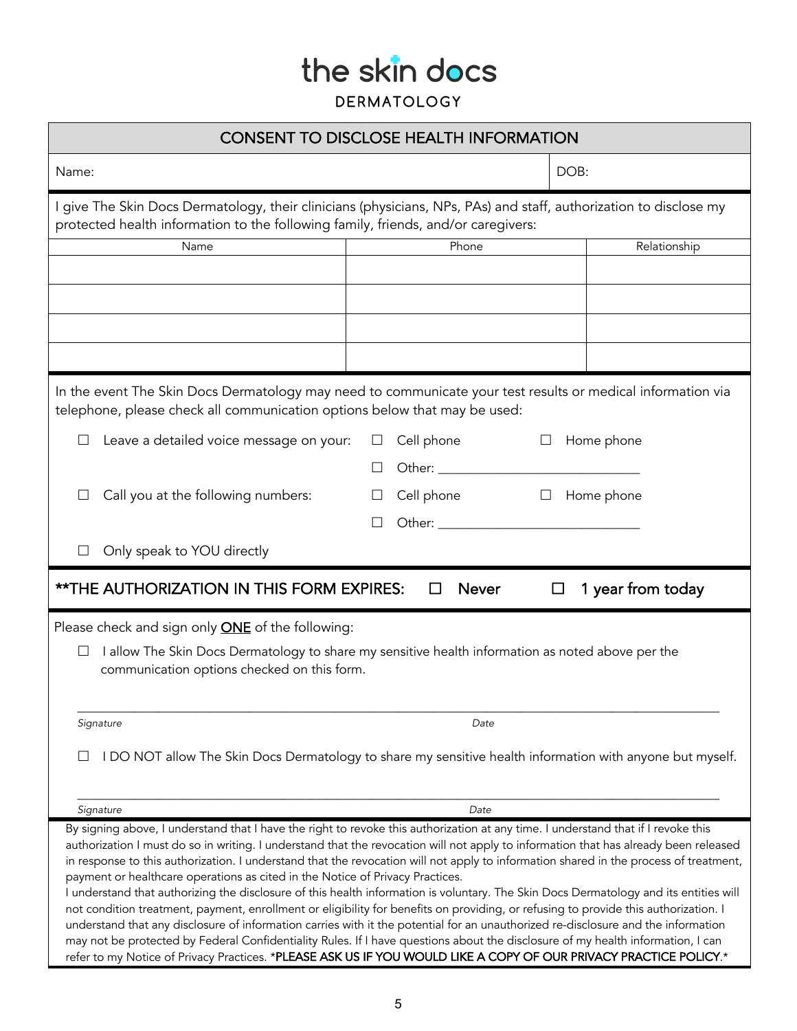# the skin docs

DERMATOLOGY

## CONSENT TO DISCLOSE HEALTH INFORMATION

Name: ______________________________ DOB: ______________

I give The Skin Docs Dermatology, their clinicians (physicians, NPs, PAs) and staff, authorization to disclose my protected health information to the following family, friends, and/or caregivers:

| Name | Phone | Relationship |
| --- | --- | --- |
| | | |
| | | |
| | | |
| | | |

In the event The Skin Docs Dermatology may need to communicate your test results or medical information via telephone, please check all communication options below that may be used:

- ☐ Leave a detailed voice message on your: ☐ Cell phone ☐ Home phone ☐ Other: ______________________________
- ☐ Call you at the following numbers: ☐ Cell phone ☐ Home phone ☐ Other: ______________________________
- ☐ Only speak to YOU directly

**\*\*THE AUTHORIZATION IN THIS FORM EXPIRES: ☐ Never ☐ 1 year from today**

Please check and sign only **<u>ONE</u>** of the following:

☐ I allow The Skin Docs Dermatology to share my sensitive health information as noted above per the communication options checked on this form.

_____________________________________________ _______________

*Signature* *Date*

☐ I DO NOT allow The Skin Docs Dermatology to share my sensitive health information with anyone but myself.

_____________________________________________ _______________

*Signature* *Date*

By signing above, I understand that I have the right to revoke this authorization at any time. I understand that if I revoke this authorization I must do so in writing. I understand that the revocation will not apply to information that has already been released in response to this authorization. I understand that the revocation will not apply to information shared in the process of treatment, payment or healthcare operations as cited in the Notice of Privacy Practices.

I understand that authorizing the disclosure of this health information is voluntary. The Skin Docs Dermatology and its entities will not condition treatment, payment, enrollment or eligibility for benefits on providing, or refusing to provide this authorization. I understand that any disclosure of information carries with it the potential for an unauthorized re-disclosure and the information may not be protected by Federal Confidentiality Rules. If I have questions about the disclosure of my health information, I can refer to my Notice of Privacy Practices. \***PLEASE ASK US IF YOU WOULD LIKE A COPY OF OUR PRIVACY PRACTICE POLICY**.\*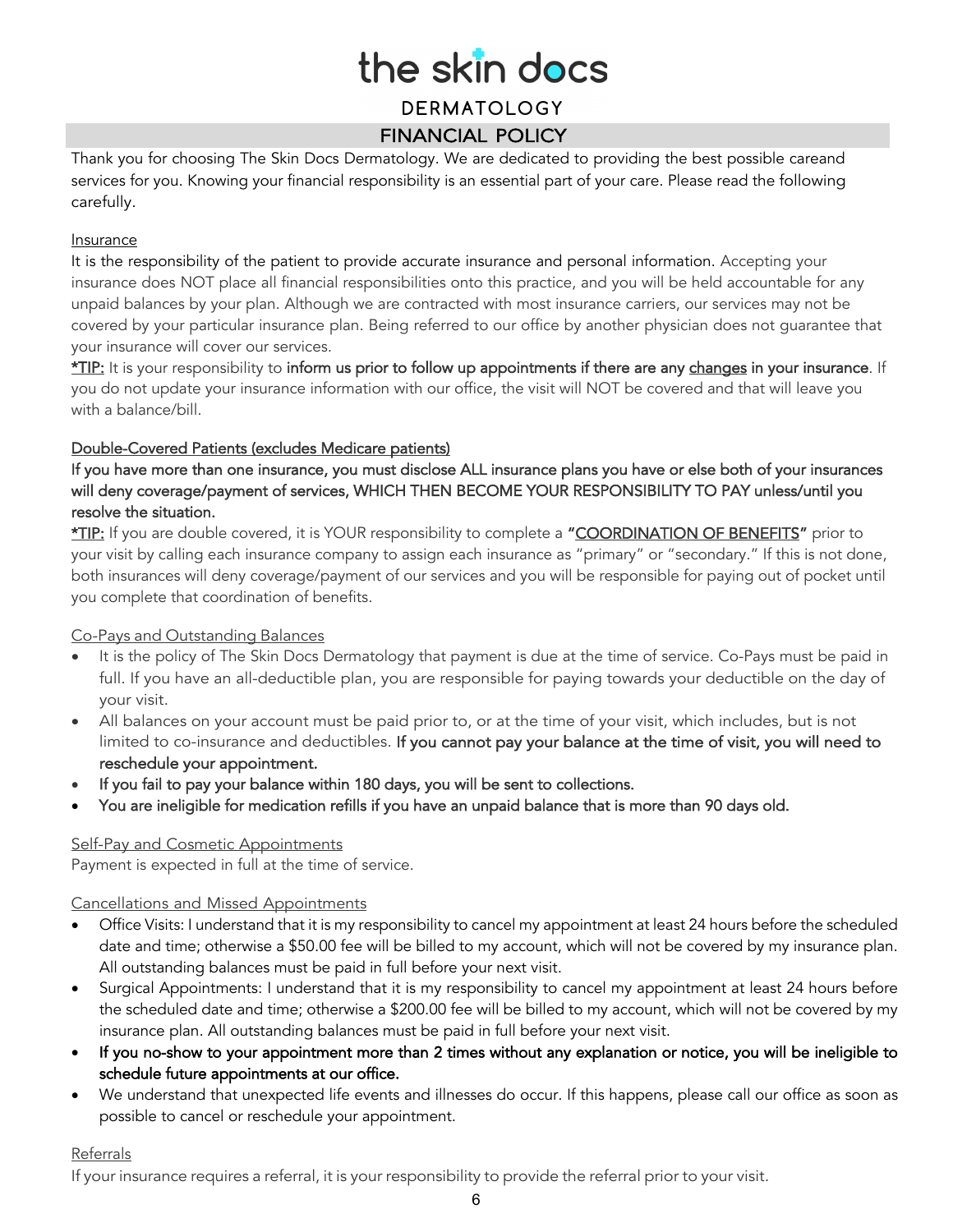# the skin docs

## DERMATOLOGY

## FINANCIAL POLICY

Thank you for choosing The Skin Docs Dermatology. We are dedicated to providing the best possible careand services for you. Knowing your financial responsibility is an essential part of your care. Please read the following carefully.

Insurance

It is the responsibility of the patient to provide accurate insurance and personal information. Accepting your insurance does NOT place all financial responsibilities onto this practice, and you will be held accountable for any unpaid balances by your plan. Although we are contracted with most insurance carriers, our services may not be covered by your particular insurance plan. Being referred to our office by another physician does not guarantee that your insurance will cover our services.

*TIP: It is your responsibility to **inform us prior to follow up appointments if there are any changes in your insurance**. If you do not update your insurance information with our office, the visit will NOT be covered and that will leave you with a balance/bill.

Double-Covered Patients (excludes Medicare patients)

**If you have more than one insurance, you must disclose ALL insurance plans you have or else both of your insurances will deny coverage/payment of services, WHICH THEN BECOME YOUR RESPONSIBILITY TO PAY unless/until you resolve the situation.**

*TIP: If you are double covered, it is YOUR responsibility to complete a **"COORDINATION OF BENEFITS"** prior to your visit by calling each insurance company to assign each insurance as "primary" or "secondary." If this is not done, both insurances will deny coverage/payment of our services and you will be responsible for paying out of pocket until you complete that coordination of benefits.

Co-Pays and Outstanding Balances

- It is the policy of The Skin Docs Dermatology that payment is due at the time of service. Co-Pays must be paid in full. If you have an all-deductible plan, you are responsible for paying towards your deductible on the day of your visit.
- All balances on your account must be paid prior to, or at the time of your visit, which includes, but is not limited to co-insurance and deductibles. **If you cannot pay your balance at the time of visit, you will need to reschedule your appointment.**
- **If you fail to pay your balance within 180 days, you will be sent to collections.**
- **You are ineligible for medication refills if you have an unpaid balance that is more than 90 days old.**

Self-Pay and Cosmetic Appointments

Payment is expected in full at the time of service.

Cancellations and Missed Appointments

- Office Visits: I understand that it is my responsibility to cancel my appointment at least 24 hours before the scheduled date and time; otherwise a $50.00 fee will be billed to my account, which will not be covered by my insurance plan. All outstanding balances must be paid in full before your next visit.
- Surgical Appointments: I understand that it is my responsibility to cancel my appointment at least 24 hours before the scheduled date and time; otherwise a $200.00 fee will be billed to my account, which will not be covered by my insurance plan. All outstanding balances must be paid in full before your next visit.
- **If you no-show to your appointment more than 2 times without any explanation or notice, you will be ineligible to schedule future appointments at our office.**
- We understand that unexpected life events and illnesses do occur. If this happens, please call our office as soon as possible to cancel or reschedule your appointment.

Referrals

If your insurance requires a referral, it is your responsibility to provide the referral prior to your visit.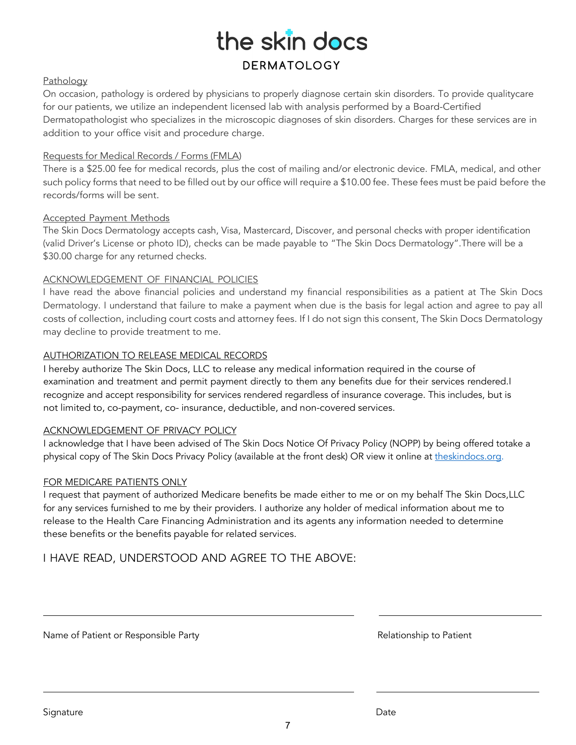# the skin docs

## DERMATOLOGY

Pathology

On occasion, pathology is ordered by physicians to properly diagnose certain skin disorders. To provide qualitycare for our patients, we utilize an independent licensed lab with analysis performed by a Board-Certified Dermatopathologist who specializes in the microscopic diagnoses of skin disorders. Charges for these services are in addition to your office visit and procedure charge.

Requests for Medical Records / Forms (FMLA)

There is a $25.00 fee for medical records, plus the cost of mailing and/or electronic device. FMLA, medical, and other such policy forms that need to be filled out by our office will require a $10.00 fee. These fees must be paid before the records/forms will be sent.

Accepted Payment Methods

The Skin Docs Dermatology accepts cash, Visa, Mastercard, Discover, and personal checks with proper identification (valid Driver's License or photo ID), checks can be made payable to "The Skin Docs Dermatology".There will be a $30.00 charge for any returned checks.

ACKNOWLEDGEMENT OF FINANCIAL POLICIES

I have read the above financial policies and understand my financial responsibilities as a patient at The Skin Docs Dermatology. I understand that failure to make a payment when due is the basis for legal action and agree to pay all costs of collection, including court costs and attorney fees. If I do not sign this consent, The Skin Docs Dermatology may decline to provide treatment to me.

AUTHORIZATION TO RELEASE MEDICAL RECORDS

I hereby authorize The Skin Docs, LLC to release any medical information required in the course of examination and treatment and permit payment directly to them any benefits due for their services rendered.I recognize and accept responsibility for services rendered regardless of insurance coverage. This includes, but is not limited to, co-payment, co- insurance, deductible, and non-covered services.

ACKNOWLEDGEMENT OF PRIVACY POLICY

I acknowledge that I have been advised of The Skin Docs Notice Of Privacy Policy (NOPP) by being offered totake a physical copy of The Skin Docs Privacy Policy (available at the front desk) OR view it online at theskindocs.org.

FOR MEDICARE PATIENTS ONLY

I request that payment of authorized Medicare benefits be made either to me or on my behalf The Skin Docs,LLC for any services furnished to me by their providers. I authorize any holder of medical information about me to release to the Health Care Financing Administration and its agents any information needed to determine these benefits or the benefits payable for related services.

I HAVE READ, UNDERSTOOD AND AGREE TO THE ABOVE:

______________________________ ______________________________

Name of Patient or Responsible Party Relationship to Patient

______________________________ ______________________________

Signature Date